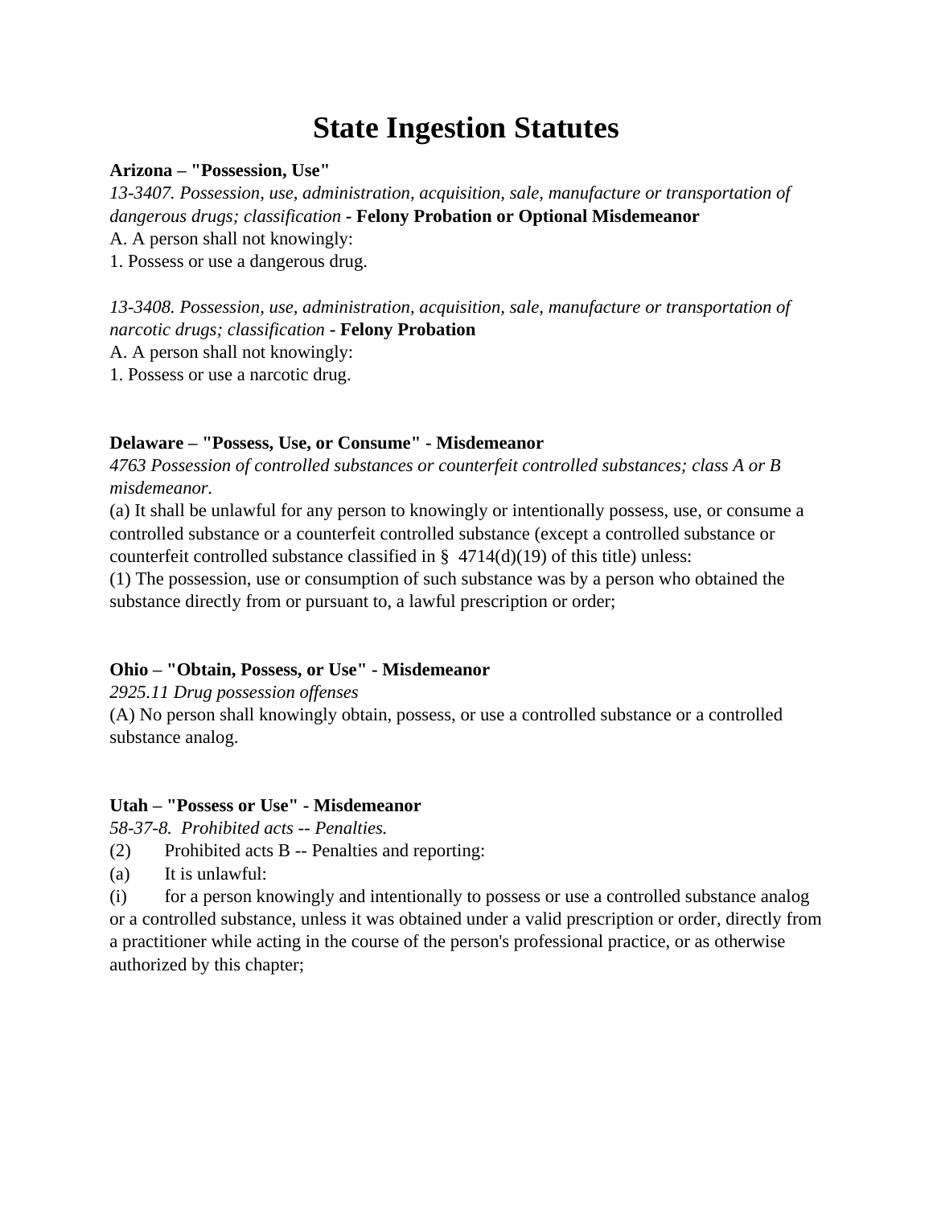# State Ingestion Statutes

**Arizona – "Possession, Use"**

*13-3407. Possession, use, administration, acquisition, sale, manufacture or transportation of dangerous drugs; classification* - **Felony Probation or Optional Misdemeanor**

A. A person shall not knowingly:

1. Possess or use a dangerous drug.

*13-3408. Possession, use, administration, acquisition, sale, manufacture or transportation of narcotic drugs; classification* **- Felony Probation**

A. A person shall not knowingly:

1. Possess or use a narcotic drug.

**Delaware – "Possess, Use, or Consume" - Misdemeanor**

*4763 Possession of controlled substances or counterfeit controlled substances; class A or B misdemeanor.*

(a) It shall be unlawful for any person to knowingly or intentionally possess, use, or consume a controlled substance or a counterfeit controlled substance (except a controlled substance or counterfeit controlled substance classified in § 4714(d)(19) of this title) unless:

(1) The possession, use or consumption of such substance was by a person who obtained the substance directly from or pursuant to, a lawful prescription or order;

**Ohio – "Obtain, Possess, or Use" - Misdemeanor**

*2925.11 Drug possession offenses*

(A) No person shall knowingly obtain, possess, or use a controlled substance or a controlled substance analog.

**Utah – "Possess or Use" - Misdemeanor**

*58-37-8. Prohibited acts -- Penalties.*

(2) Prohibited acts B -- Penalties and reporting:

(a) It is unlawful:

(i) for a person knowingly and intentionally to possess or use a controlled substance analog or a controlled substance, unless it was obtained under a valid prescription or order, directly from a practitioner while acting in the course of the person's professional practice, or as otherwise authorized by this chapter;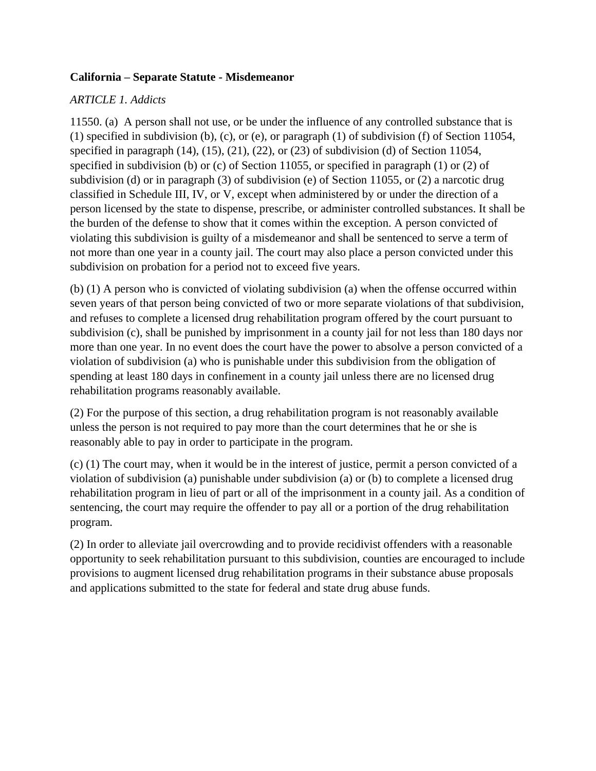**California – Separate Statute - Misdemeanor**

*ARTICLE 1. Addicts*

11550. (a) A person shall not use, or be under the influence of any controlled substance that is (1) specified in subdivision (b), (c), or (e), or paragraph (1) of subdivision (f) of Section 11054, specified in paragraph (14), (15), (21), (22), or (23) of subdivision (d) of Section 11054, specified in subdivision (b) or (c) of Section 11055, or specified in paragraph (1) or (2) of subdivision (d) or in paragraph (3) of subdivision (e) of Section 11055, or (2) a narcotic drug classified in Schedule III, IV, or V, except when administered by or under the direction of a person licensed by the state to dispense, prescribe, or administer controlled substances. It shall be the burden of the defense to show that it comes within the exception. A person convicted of violating this subdivision is guilty of a misdemeanor and shall be sentenced to serve a term of not more than one year in a county jail. The court may also place a person convicted under this subdivision on probation for a period not to exceed five years.

(b) (1) A person who is convicted of violating subdivision (a) when the offense occurred within seven years of that person being convicted of two or more separate violations of that subdivision, and refuses to complete a licensed drug rehabilitation program offered by the court pursuant to subdivision (c), shall be punished by imprisonment in a county jail for not less than 180 days nor more than one year. In no event does the court have the power to absolve a person convicted of a violation of subdivision (a) who is punishable under this subdivision from the obligation of spending at least 180 days in confinement in a county jail unless there are no licensed drug rehabilitation programs reasonably available.

(2) For the purpose of this section, a drug rehabilitation program is not reasonably available unless the person is not required to pay more than the court determines that he or she is reasonably able to pay in order to participate in the program.

(c) (1) The court may, when it would be in the interest of justice, permit a person convicted of a violation of subdivision (a) punishable under subdivision (a) or (b) to complete a licensed drug rehabilitation program in lieu of part or all of the imprisonment in a county jail. As a condition of sentencing, the court may require the offender to pay all or a portion of the drug rehabilitation program.

(2) In order to alleviate jail overcrowding and to provide recidivist offenders with a reasonable opportunity to seek rehabilitation pursuant to this subdivision, counties are encouraged to include provisions to augment licensed drug rehabilitation programs in their substance abuse proposals and applications submitted to the state for federal and state drug abuse funds.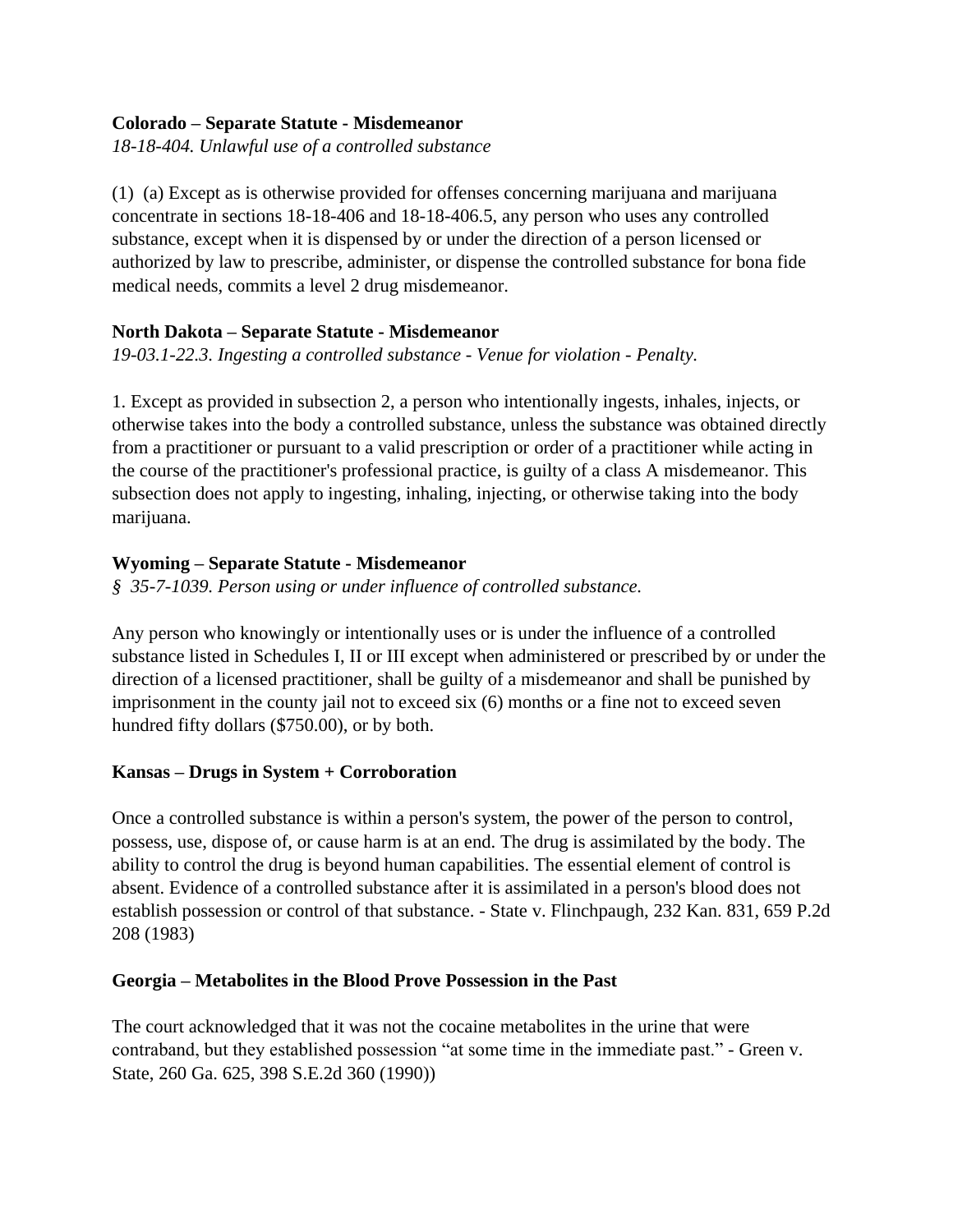**Colorado – Separate Statute - Misdemeanor**
*18-18-404. Unlawful use of a controlled substance*

(1) (a) Except as is otherwise provided for offenses concerning marijuana and marijuana concentrate in sections 18-18-406 and 18-18-406.5, any person who uses any controlled substance, except when it is dispensed by or under the direction of a person licensed or authorized by law to prescribe, administer, or dispense the controlled substance for bona fide medical needs, commits a level 2 drug misdemeanor.

**North Dakota – Separate Statute - Misdemeanor**
*19-03.1-22.3. Ingesting a controlled substance - Venue for violation - Penalty.*

1. Except as provided in subsection 2, a person who intentionally ingests, inhales, injects, or otherwise takes into the body a controlled substance, unless the substance was obtained directly from a practitioner or pursuant to a valid prescription or order of a practitioner while acting in the course of the practitioner's professional practice, is guilty of a class A misdemeanor. This subsection does not apply to ingesting, inhaling, injecting, or otherwise taking into the body marijuana.

**Wyoming – Separate Statute - Misdemeanor**
*§ 35-7-1039. Person using or under influence of controlled substance.*

Any person who knowingly or intentionally uses or is under the influence of a controlled substance listed in Schedules I, II or III except when administered or prescribed by or under the direction of a licensed practitioner, shall be guilty of a misdemeanor and shall be punished by imprisonment in the county jail not to exceed six (6) months or a fine not to exceed seven hundred fifty dollars ($750.00), or by both.

**Kansas – Drugs in System + Corroboration**

Once a controlled substance is within a person's system, the power of the person to control, possess, use, dispose of, or cause harm is at an end. The drug is assimilated by the body. The ability to control the drug is beyond human capabilities. The essential element of control is absent. Evidence of a controlled substance after it is assimilated in a person's blood does not establish possession or control of that substance. - State v. Flinchpaugh, 232 Kan. 831, 659 P.2d 208 (1983)

**Georgia – Metabolites in the Blood Prove Possession in the Past**

The court acknowledged that it was not the cocaine metabolites in the urine that were contraband, but they established possession "at some time in the immediate past." - Green v. State, 260 Ga. 625, 398 S.E.2d 360 (1990))